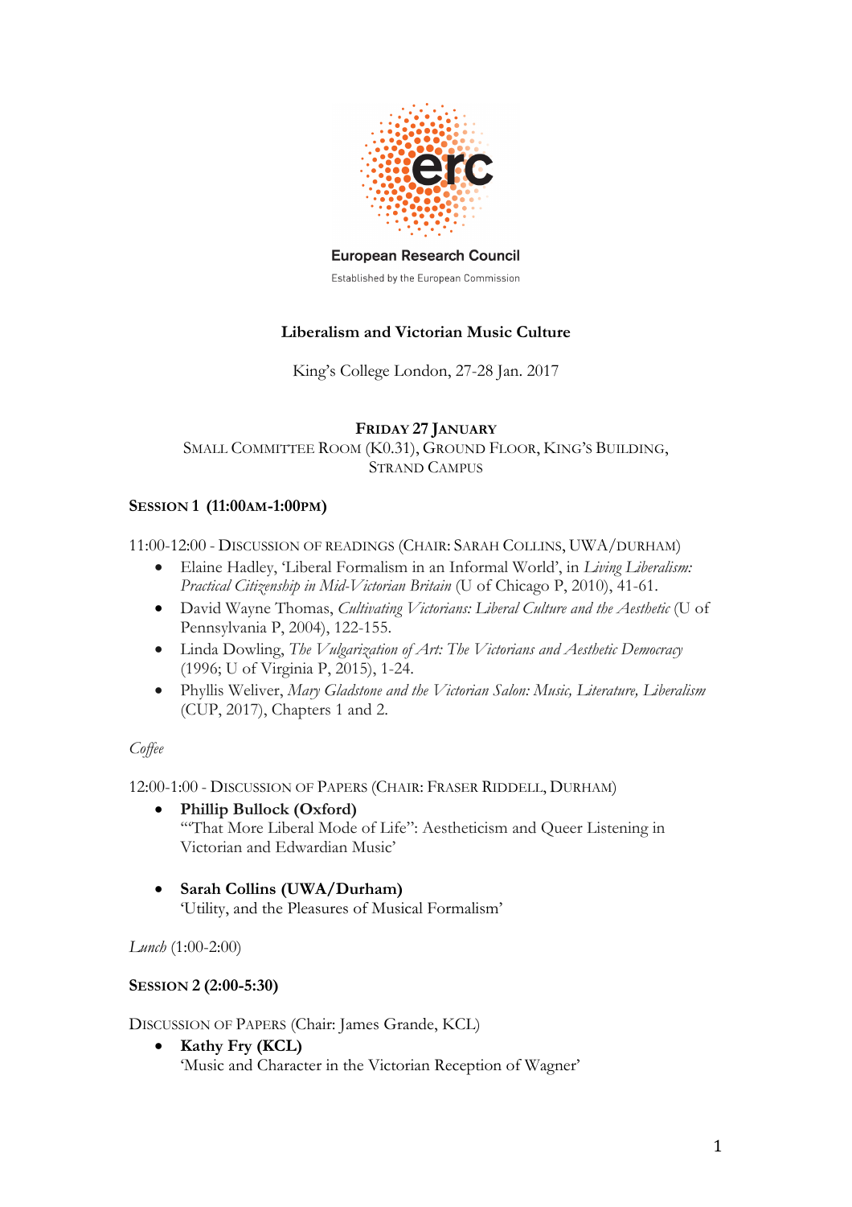European Research Council

Established by the European Commission

**Liberalism and Victorian Music Culture**

King's College London, 27-28 Jan. 2017

**FRIDAY 27 JANUARY**

SMALL COMMITTEE ROOM (K0.31), GROUND FLOOR, KING'S BUILDING, STRAND CAMPUS

**SESSION 1 (11:00AM-1:00PM)**

11:00-12:00 - DISCUSSION OF READINGS (CHAIR: SARAH COLLINS, UWA/DURHAM)

- Elaine Hadley, 'Liberal Formalism in an Informal World', in *Living Liberalism: Practical Citizenship in Mid-Victorian Britain* (U of Chicago P, 2010), 41-61.
- David Wayne Thomas, *Cultivating Victorians: Liberal Culture and the Aesthetic* (U of Pennsylvania P, 2004), 122-155.
- Linda Dowling, *The Vulgarization of Art: The Victorians and Aesthetic Democracy* (1996; U of Virginia P, 2015), 1-24.
- Phyllis Weliver, *Mary Gladstone and the Victorian Salon: Music, Literature, Liberalism* (CUP, 2017), Chapters 1 and 2.

*Coffee*

12:00-1:00 - DISCUSSION OF PAPERS (CHAIR: FRASER RIDDELL, DURHAM)

- **Phillip Bullock (Oxford)**
  '"That More Liberal Mode of Life": Aestheticism and Queer Listening in Victorian and Edwardian Music'

- **Sarah Collins (UWA/Durham)**
  'Utility, and the Pleasures of Musical Formalism'

*Lunch* (1:00-2:00)

**SESSION 2 (2:00-5:30)**

DISCUSSION OF PAPERS (Chair: James Grande, KCL)

- **Kathy Fry (KCL)**
  'Music and Character in the Victorian Reception of Wagner'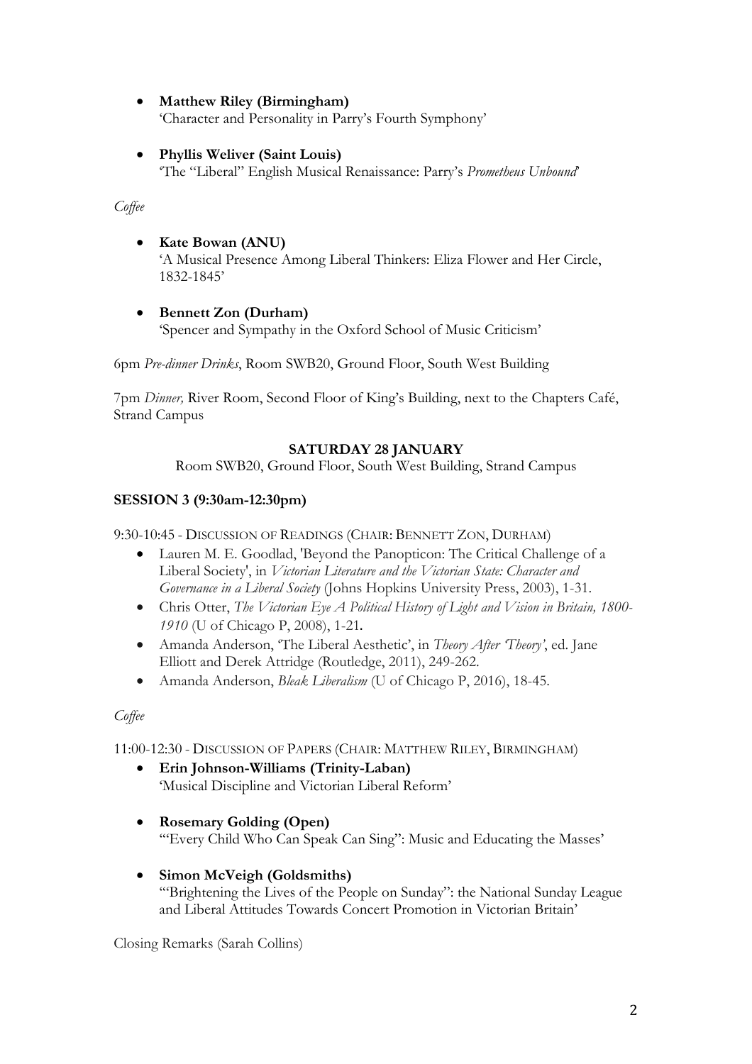- **Matthew Riley (Birmingham)**
  'Character and Personality in Parry's Fourth Symphony'

- **Phyllis Weliver (Saint Louis)**
  'The "Liberal" English Musical Renaissance: Parry's *Prometheus Unbound*'

*Coffee*

- **Kate Bowan (ANU)**
  'A Musical Presence Among Liberal Thinkers: Eliza Flower and Her Circle, 1832-1845'

- **Bennett Zon (Durham)**
  'Spencer and Sympathy in the Oxford School of Music Criticism'

6pm *Pre-dinner Drinks*, Room SWB20, Ground Floor, South West Building

7pm *Dinner,* River Room, Second Floor of King's Building, next to the Chapters Café, Strand Campus

**SATURDAY 28 JANUARY**

Room SWB20, Ground Floor, South West Building, Strand Campus

**SESSION 3 (9:30am-12:30pm)**

9:30-10:45 - DISCUSSION OF READINGS (CHAIR: BENNETT ZON, DURHAM)

- Lauren M. E. Goodlad, 'Beyond the Panopticon: The Critical Challenge of a Liberal Society', in *Victorian Literature and the Victorian State: Character and Governance in a Liberal Society* (Johns Hopkins University Press, 2003), 1-31.
- Chris Otter, *The Victorian Eye A Political History of Light and Vision in Britain, 1800-1910* (U of Chicago P, 2008), 1-21.
- Amanda Anderson, 'The Liberal Aesthetic', in *Theory After 'Theory'*, ed. Jane Elliott and Derek Attridge (Routledge, 2011), 249-262.
- Amanda Anderson, *Bleak Liberalism* (U of Chicago P, 2016), 18-45.

*Coffee*

11:00-12:30 - DISCUSSION OF PAPERS (CHAIR: MATTHEW RILEY, BIRMINGHAM)

- **Erin Johnson-Williams (Trinity-Laban)**
  'Musical Discipline and Victorian Liberal Reform'

- **Rosemary Golding (Open)**
  '"Every Child Who Can Speak Can Sing": Music and Educating the Masses'

- **Simon McVeigh (Goldsmiths)**
  '"Brightening the Lives of the People on Sunday": the National Sunday League and Liberal Attitudes Towards Concert Promotion in Victorian Britain'

Closing Remarks (Sarah Collins)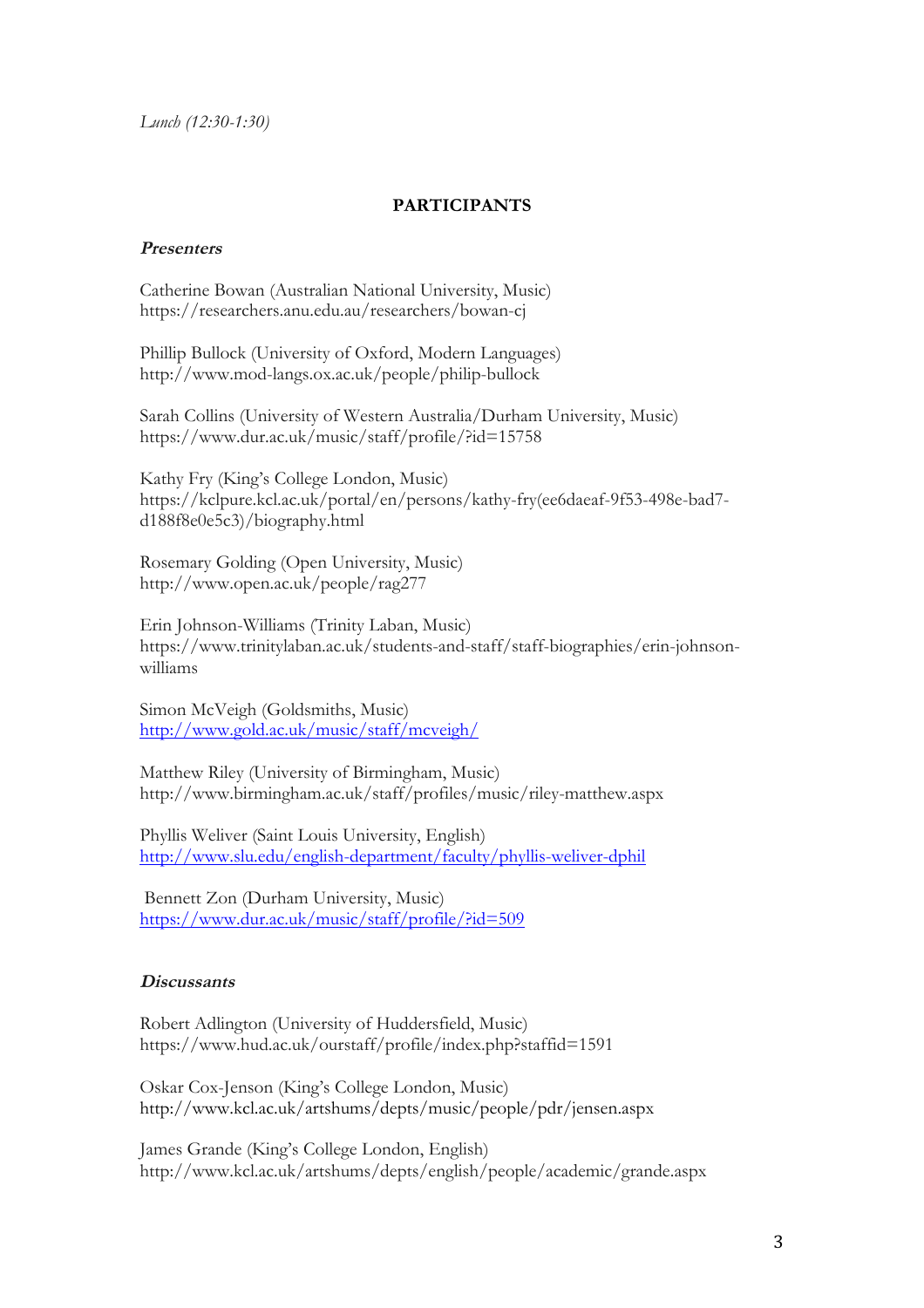*Lunch (12:30-1:30)*

**PARTICIPANTS**

***Presenters***

Catherine Bowan (Australian National University, Music)
https://researchers.anu.edu.au/researchers/bowan-cj

Phillip Bullock (University of Oxford, Modern Languages)
http://www.mod-langs.ox.ac.uk/people/philip-bullock

Sarah Collins (University of Western Australia/Durham University, Music)
https://www.dur.ac.uk/music/staff/profile/?id=15758

Kathy Fry (King's College London, Music)
https://kclpure.kcl.ac.uk/portal/en/persons/kathy-fry(ee6daeaf-9f53-498e-bad7-d188f8e0e5c3)/biography.html

Rosemary Golding (Open University, Music)
http://www.open.ac.uk/people/rag277

Erin Johnson-Williams (Trinity Laban, Music)
https://www.trinitylaban.ac.uk/students-and-staff/staff-biographies/erin-johnson-williams

Simon McVeigh (Goldsmiths, Music)
http://www.gold.ac.uk/music/staff/mcveigh/

Matthew Riley (University of Birmingham, Music)
http://www.birmingham.ac.uk/staff/profiles/music/riley-matthew.aspx

Phyllis Weliver (Saint Louis University, English)
http://www.slu.edu/english-department/faculty/phyllis-weliver-dphil

Bennett Zon (Durham University, Music)
https://www.dur.ac.uk/music/staff/profile/?id=509

***Discussants***

Robert Adlington (University of Huddersfield, Music)
https://www.hud.ac.uk/ourstaff/profile/index.php?staffid=1591

Oskar Cox-Jenson (King's College London, Music)
http://www.kcl.ac.uk/artshums/depts/music/people/pdr/jensen.aspx

James Grande (King's College London, English)
http://www.kcl.ac.uk/artshums/depts/english/people/academic/grande.aspx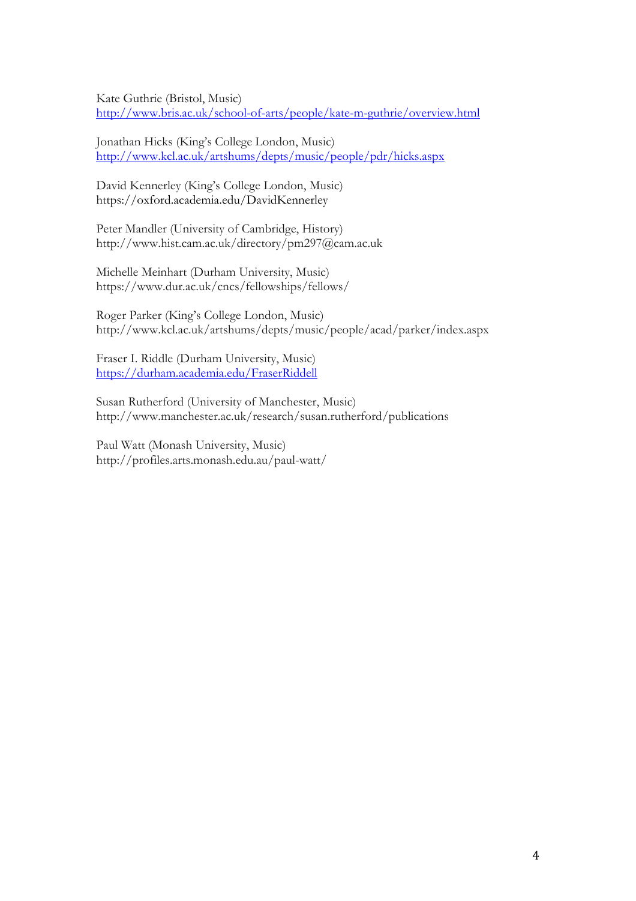Kate Guthrie (Bristol, Music)
http://www.bris.ac.uk/school-of-arts/people/kate-m-guthrie/overview.html

Jonathan Hicks (King's College London, Music)
http://www.kcl.ac.uk/artshums/depts/music/people/pdr/hicks.aspx

David Kennerley (King's College London, Music)
https://oxford.academia.edu/DavidKennerley

Peter Mandler (University of Cambridge, History)
http://www.hist.cam.ac.uk/directory/pm297@cam.ac.uk

Michelle Meinhart (Durham University, Music)
https://www.dur.ac.uk/cncs/fellowships/fellows/

Roger Parker (King's College London, Music)
http://www.kcl.ac.uk/artshums/depts/music/people/acad/parker/index.aspx

Fraser I. Riddle (Durham University, Music)
https://durham.academia.edu/FraserRiddell

Susan Rutherford (University of Manchester, Music)
http://www.manchester.ac.uk/research/susan.rutherford/publications

Paul Watt (Monash University, Music)
http://profiles.arts.monash.edu.au/paul-watt/